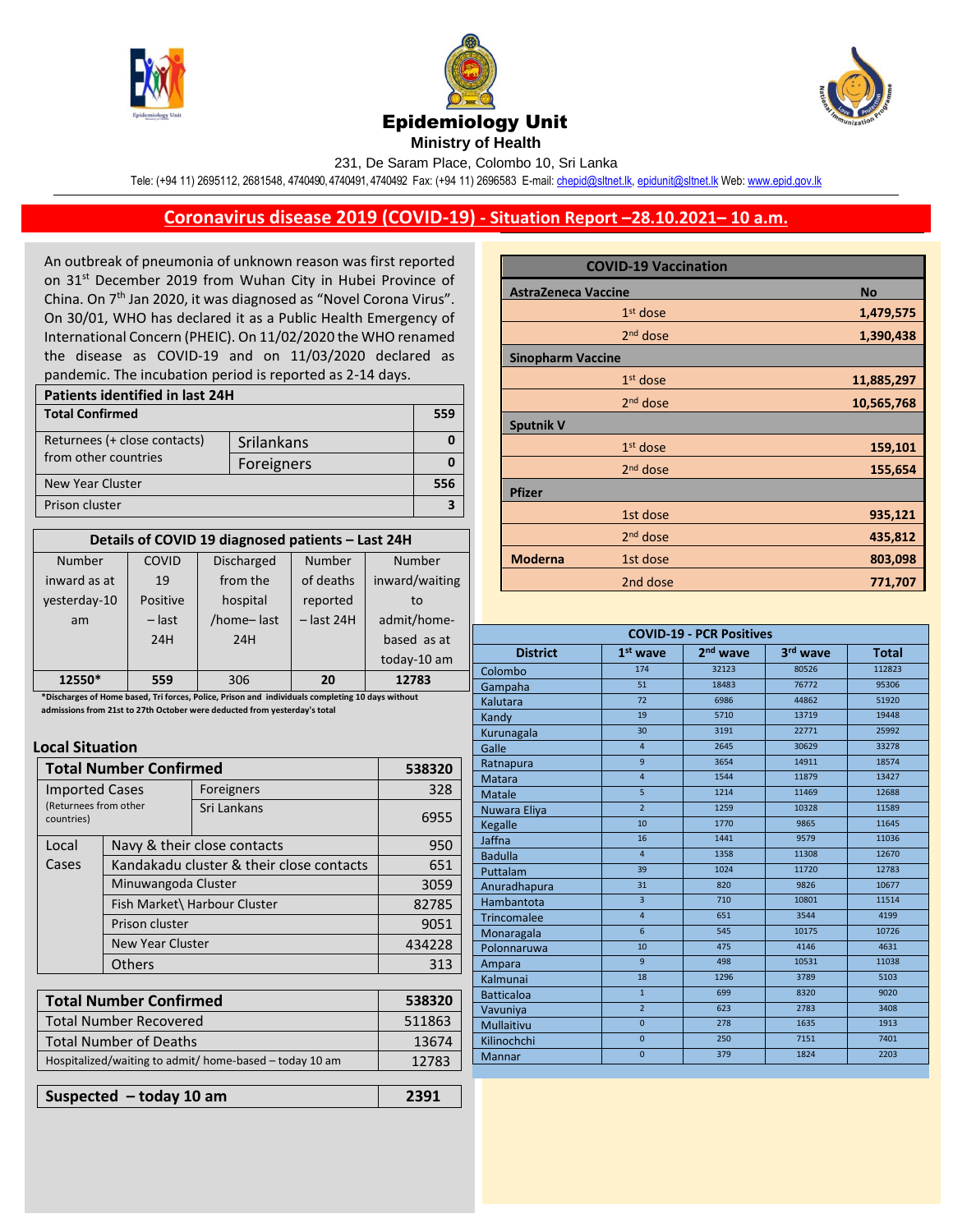# Epidemiology Unit

**Ministry of Health**

231, De Saram Place, Colombo 10, Sri Lanka

Tele: (+94 11) 2695112, 2681548, 4740490, 4740491, 4740492 Fax: (+94 11) 2696583 E-mail: chepid@sltnet.lk, epidunit@sltnet.lk Web: www.epid.gov.lk

## Coronavirus disease 2019 (COVID-19) - Situation Report –28.10.2021– 10 a.m.

An outbreak of pneumonia of unknown reason was first reported on 31st December 2019 from Wuhan City in Hubei Province of China. On 7th Jan 2020, it was diagnosed as "Novel Corona Virus". On 30/01, WHO has declared it as a Public Health Emergency of International Concern (PHEIC). On 11/02/2020 the WHO renamed the disease as COVID-19 and on 11/03/2020 declared as pandemic. The incubation period is reported as 2-14 days.

| Patients identified in last 24H | | |
|---|---|---|
| **Total Confirmed** | | **559** |
| Returnees (+ close contacts) from other countries | Srilankans | 0 |
| | Foreigners | 0 |
| New Year Cluster | | 556 |
| Prison cluster | | 3 |

| Details of COVID 19 diagnosed patients – Last 24H | | | | |
|---|---|---|---|---|
| Number inward as at yesterday-10 am | COVID 19 Positive – last 24H | Discharged from the hospital /home– last 24H | Number of deaths reported – last 24H | Number inward/waiting to admit/home-based as at today-10 am |
| **12550*** | **559** | 306 | **20** | **12783** |

***Discharges of Home based, Tri forces, Police, Prison and individuals completing 10 days without admissions from 21st to 27th October were deducted from yesterday's total**

### Local Situation

| Total Number Confirmed | | 538320 |
|---|---|---|
| Imported Cases (Returnees from other countries) | Foreigners | 328 |
| | Sri Lankans | 6955 |
| Local Cases | Navy & their close contacts | 950 |
| | Kandakadu cluster & their close contacts | 651 |
| | Minuwangoda Cluster | 3059 |
| | Fish Market\ Harbour Cluster | 82785 |
| | Prison cluster | 9051 |
| | New Year Cluster | 434228 |
| | Others | 313 |

| **Total Number Confirmed** | **538320** |
|---|---|
| Total Number Recovered | 511863 |
| Total Number of Deaths | 13674 |
| Hospitalized/waiting to admit/ home-based – today 10 am | 12783 |

| **Suspected – today 10 am** | **2391** |
|---|---|

| COVID-19 Vaccination | | |
|---|---|---|
| **AstraZeneca Vaccine** | | **No** |
| | 1st dose | **1,479,575** |
| | 2nd dose | **1,390,438** |
| **Sinopharm Vaccine** | | |
| | 1st dose | **11,885,297** |
| | 2nd dose | **10,565,768** |
| **Sputnik V** | | |
| | 1st dose | **159,101** |
| | 2nd dose | **155,654** |
| **Pfizer** | | |
| | 1st dose | **935,121** |
| | 2nd dose | **435,812** |
| **Moderna** | 1st dose | **803,098** |
| | 2nd dose | **771,707** |

| COVID-19 - PCR Positives | | | | |
|---|---|---|---|---|
| **District** | **1st wave** | **2nd wave** | **3rd wave** | **Total** |
| Colombo | 174 | 32123 | 80526 | 112823 |
| Gampaha | 51 | 18483 | 76772 | 95306 |
| Kalutara | 72 | 6986 | 44862 | 51920 |
| Kandy | 19 | 5710 | 13719 | 19448 |
| Kurunagala | 30 | 3191 | 22771 | 25992 |
| Galle | 4 | 2645 | 30629 | 33278 |
| Ratnapura | 9 | 3654 | 14911 | 18574 |
| Matara | 4 | 1544 | 11879 | 13427 |
| Matale | 5 | 1214 | 11469 | 12688 |
| Nuwara Eliya | 2 | 1259 | 10328 | 11589 |
| Kegalle | 10 | 1770 | 9865 | 11645 |
| Jaffna | 16 | 1441 | 9579 | 11036 |
| Badulla | 4 | 1358 | 11308 | 12670 |
| Puttalam | 39 | 1024 | 11720 | 12783 |
| Anuradhapura | 31 | 820 | 9826 | 10677 |
| Hambantota | 3 | 710 | 10801 | 11514 |
| Trincomalee | 4 | 651 | 3544 | 4199 |
| Monaragala | 6 | 545 | 10175 | 10726 |
| Polonnaruwa | 10 | 475 | 4146 | 4631 |
| Ampara | 9 | 498 | 10531 | 11038 |
| Kalmunai | 18 | 1296 | 3789 | 5103 |
| Batticaloa | 1 | 699 | 8320 | 9020 |
| Vavuniya | 2 | 623 | 2783 | 3408 |
| Mullaitivu | 0 | 278 | 1635 | 1913 |
| Kilinochchi | 0 | 250 | 7151 | 7401 |
| Mannar | 0 | 379 | 1824 | 2203 |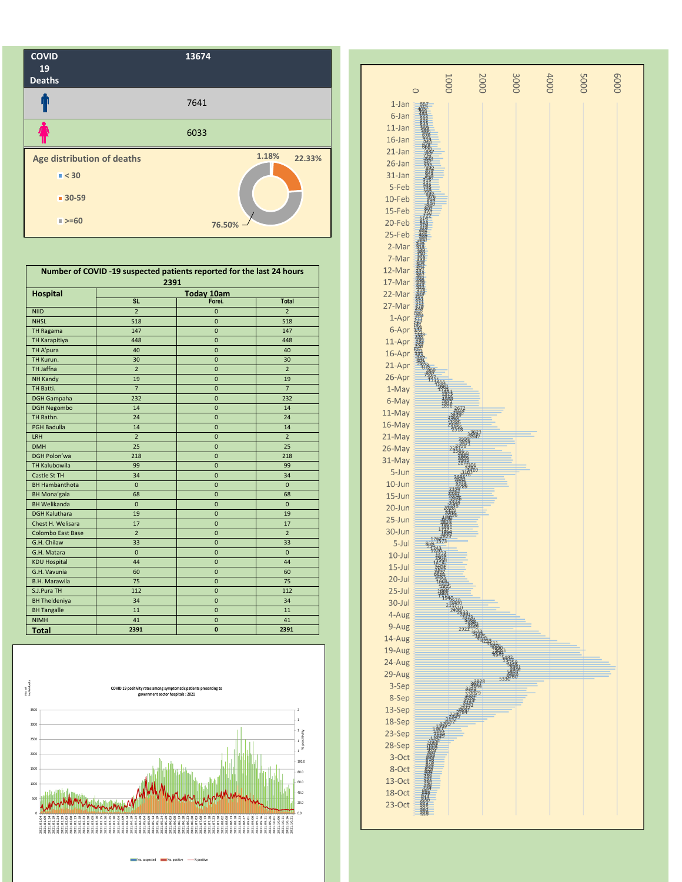| COVID 19 Deaths | 13674 |
|---|---|
| (Male) | 7641 |
| (Female) | 6033 |

**Age distribution of deaths**

< 30

30-59

>=60

1.18%

22.33%

76.50%

| Number of COVID -19 suspected patients reported for the last 24 hours 2391 | | | |
|---|---|---|---|
| **Hospital** | **Today 10am** | | |
| | **SL** | **Forei.** | **Total** |
| NIID | 2 | 0 | 2 |
| NHSL | 518 | 0 | 518 |
| TH Ragama | 147 | 0 | 147 |
| TH Karapitiya | 448 | 0 | 448 |
| TH A'pura | 40 | 0 | 40 |
| TH Kurun. | 30 | 0 | 30 |
| TH Jaffna | 2 | 0 | 2 |
| NH Kandy | 19 | 0 | 19 |
| TH Batti. | 7 | 0 | 7 |
| DGH Gampaha | 232 | 0 | 232 |
| DGH Negombo | 14 | 0 | 14 |
| TH Rathn. | 24 | 0 | 24 |
| PGH Badulla | 14 | 0 | 14 |
| LRH | 2 | 0 | 2 |
| DMH | 25 | 0 | 25 |
| DGH Polon'wa | 218 | 0 | 218 |
| TH Kalubowila | 99 | 0 | 99 |
| Castle St TH | 34 | 0 | 34 |
| BH Hambanthota | 0 | 0 | 0 |
| BH Mona'gala | 68 | 0 | 68 |
| BH Welikanda | 0 | 0 | 0 |
| DGH Kaluthara | 19 | 0 | 19 |
| Chest H. Welisara | 17 | 0 | 17 |
| Colombo East Base | 2 | 0 | 2 |
| G.H. Chilaw | 33 | 0 | 33 |
| G.H. Matara | 0 | 0 | 0 |
| KDU Hospital | 44 | 0 | 44 |
| G.H. Vavunia | 60 | 0 | 60 |
| B.H. Marawila | 75 | 0 | 75 |
| S.J.Pura TH | 112 | 0 | 112 |
| BH Theldeniya | 34 | 0 | 34 |
| BH Tangalle | 11 | 0 | 11 |
| NIMH | 41 | 0 | 41 |
| **Total** | **2391** | **0** | **2391** |

COVID 19 positivity rates among symptomatic patients presenting to government sector hospitals : 2021

No. of individuals

% positivity

No. suspected

No. positive

% positive

1-Jan
6-Jan
11-Jan
16-Jan
21-Jan
26-Jan
31-Jan
5-Feb
10-Feb
15-Feb
20-Feb
25-Feb
2-Mar
7-Mar
12-Mar
17-Mar
22-Mar
27-Mar
1-Apr
6-Apr
11-Apr
16-Apr
21-Apr
26-Apr
1-May
6-May
11-May
16-May
21-May
26-May
31-May
5-Jun
10-Jun
15-Jun
20-Jun
25-Jun
30-Jun
5-Jul
10-Jul
15-Jul
20-Jul
25-Jul
30-Jul
4-Aug
9-Aug
14-Aug
19-Aug
24-Aug
29-Aug
3-Sep
8-Sep
13-Sep
18-Sep
23-Sep
28-Sep
3-Oct
8-Oct
13-Oct
18-Oct
23-Oct

0
1000
2000
3000
4000
5000
6000